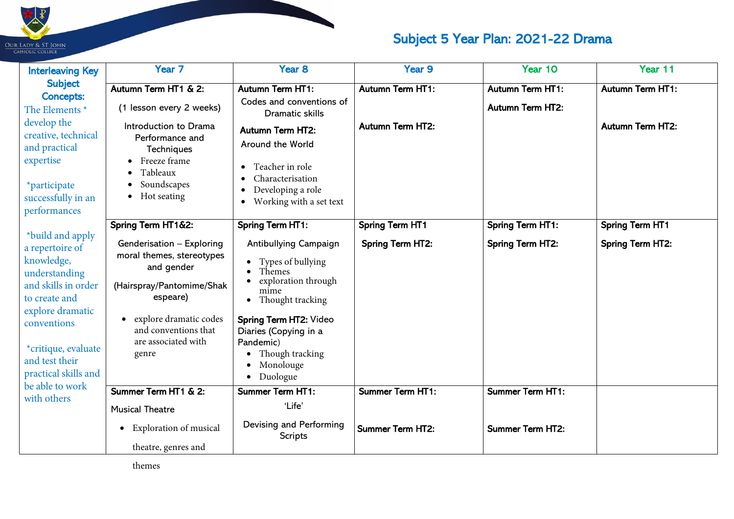# Subject 5 Year Plan: 2021-22 Drama

| Interleaving Key Subject Concepts: | Year 7 | Year 8 | Year 9 | Year 10 | Year 11 |
|---|---|---|---|---|---|
| The Elements * develop the creative, technical and practical expertise<br><br>*participate successfully in an performances<br><br>*build and apply a repertoire of knowledge, understanding and skills in order to create and explore dramatic conventions<br><br>*critique, evaluate and test their practical skills and be able to work with others | **Autumn Term HT1 & 2:**<br>(1 lesson every 2 weeks)<br>Introduction to Drama Performance and Techniques<br>• Freeze frame<br>• Tableaux<br>• Soundscapes<br>• Hot seating | **Autumn Term HT1:**<br>Codes and conventions of Dramatic skills<br>**Autumn Term HT2:**<br>Around the World<br>• Teacher in role<br>• Characterisation<br>• Developing a role<br>• Working with a set text | **Autumn Term HT1:**<br>**Autumn Term HT2:** | **Autumn Term HT1:**<br>**Autumn Term HT2:** | **Autumn Term HT1:**<br>**Autumn Term HT2:** |
| | **Spring Term HT1&2:**<br>Genderisation – Exploring moral themes, stereotypes and gender<br>(Hairspray/Pantomime/Shakespeare)<br>• explore dramatic codes and conventions that are associated with genre | **Spring Term HT1:**<br>Antibullying Campaign<br>• Types of bullying<br>• Themes<br>• exploration through mime<br>• Thought tracking<br>**Spring Term HT2:** Video Diaries (Copying in a Pandemic)<br>• Though tracking<br>• Monolouge<br>• Duologue | **Spring Term HT1**<br>**Spring Term HT2:** | **Spring Term HT1:**<br>**Spring Term HT2:** | **Spring Term HT1**<br>**Spring Term HT2:** |
| | **Summer Term HT1 & 2:**<br>Musical Theatre<br>• Exploration of musical theatre, genres and themes | **Summer Term HT1:**<br>'Life'<br>Devising and Performing Scripts | **Summer Term HT1:**<br>**Summer Term HT2:** | **Summer Term HT1:**<br>**Summer Term HT2:** | |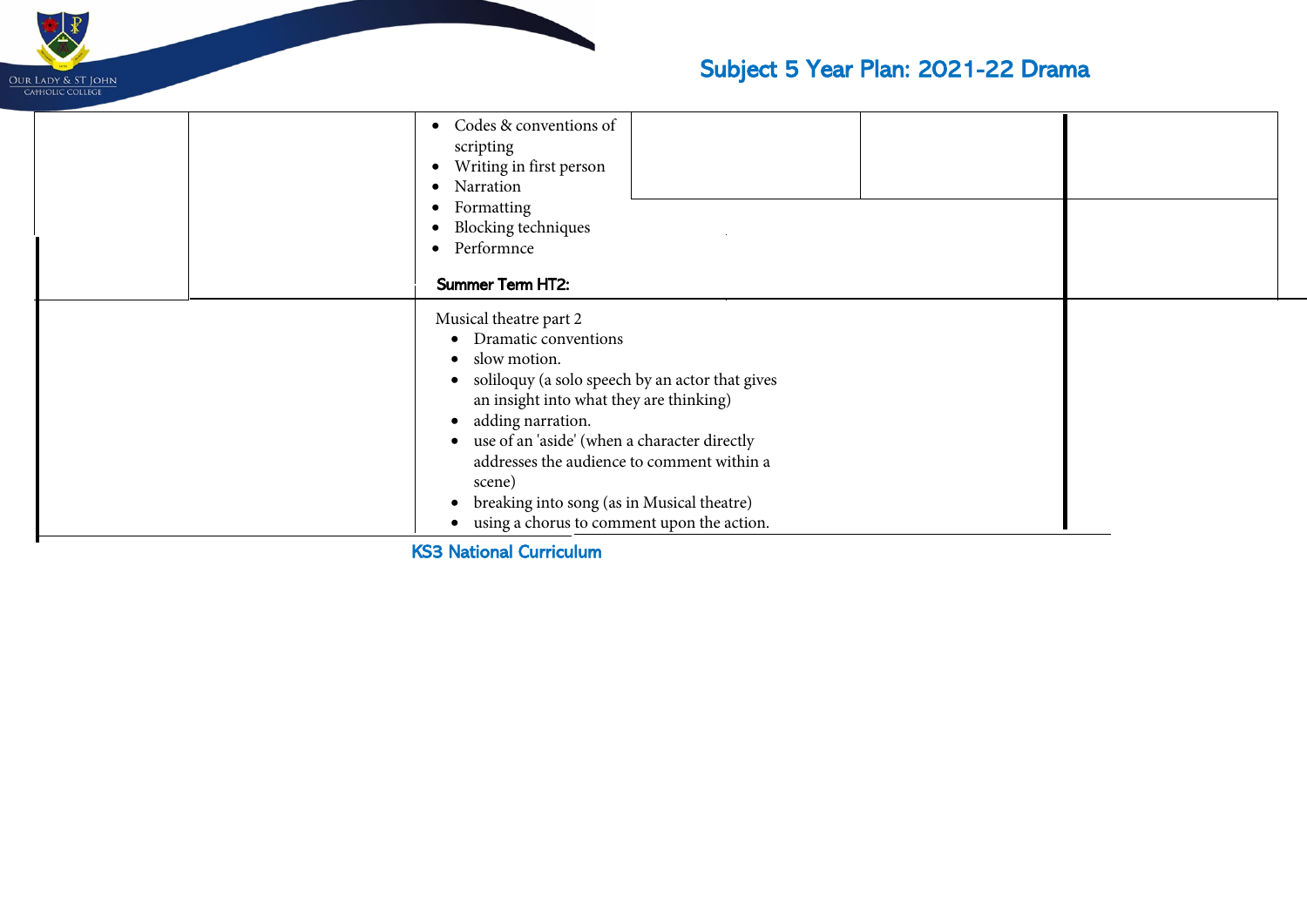# Subject 5 Year Plan: 2021-22 Drama

| | | | | | |
|---|---|---|---|---|---|
| | | • Codes & conventions of scripting<br>• Writing in first person<br>• Narration<br>• Formatting<br>• Blocking techniques<br>• Performnce<br><br>**Summer Term HT2:** | | | |
| | | Musical theatre part 2<br>• Dramatic conventions<br>• slow motion.<br>• soliloquy (a solo speech by an actor that gives an insight into what they are thinking)<br>• adding narration.<br>• use of an 'aside' (when a character directly addresses the audience to comment within a scene)<br>• breaking into song (as in Musical theatre)<br>• using a chorus to comment upon the action. | | | |

KS3 National Curriculum